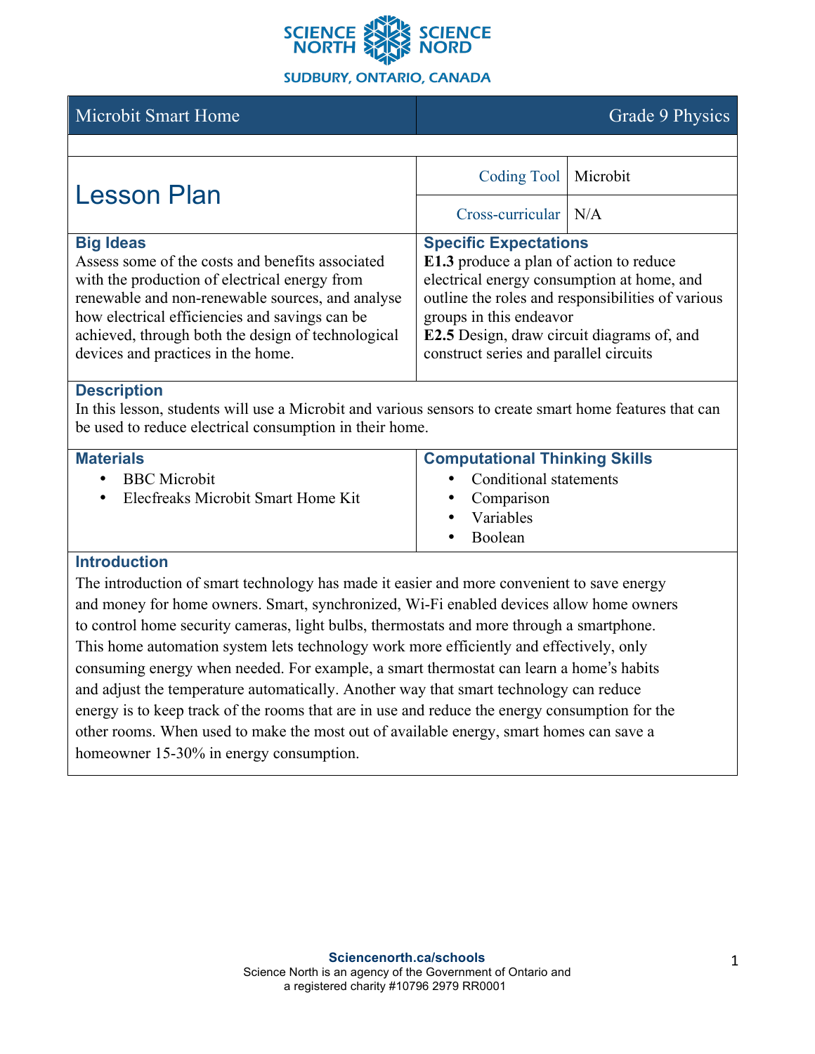SCIENCE NORTH SCIENCE NORD
SUDBURY, ONTARIO, CANADA

| Microbit Smart Home | Grade 9 Physics |
|---|---|

# Lesson Plan

| | |
|---|---|
| Coding Tool | Microbit |
| Cross-curricular | N/A |

## Big Ideas

Assess some of the costs and benefits associated with the production of electrical energy from renewable and non-renewable sources, and analyse how electrical efficiencies and savings can be achieved, through both the design of technological devices and practices in the home.

## Specific Expectations

**E1.3** produce a plan of action to reduce electrical energy consumption at home, and outline the roles and responsibilities of various groups in this endeavor
**E2.5** Design, draw circuit diagrams of, and construct series and parallel circuits

## Description

In this lesson, students will use a Microbit and various sensors to create smart home features that can be used to reduce electrical consumption in their home.

## Materials

- BBC Microbit
- Elecfreaks Microbit Smart Home Kit

## Computational Thinking Skills

- Conditional statements
- Comparison
- Variables
- Boolean

## Introduction

The introduction of smart technology has made it easier and more convenient to save energy and money for home owners. Smart, synchronized, Wi-Fi enabled devices allow home owners to control home security cameras, light bulbs, thermostats and more through a smartphone. This home automation system lets technology work more efficiently and effectively, only consuming energy when needed. For example, a smart thermostat can learn a home's habits and adjust the temperature automatically. Another way that smart technology can reduce energy is to keep track of the rooms that are in use and reduce the energy consumption for the other rooms. When used to make the most out of available energy, smart homes can save a homeowner 15-30% in energy consumption.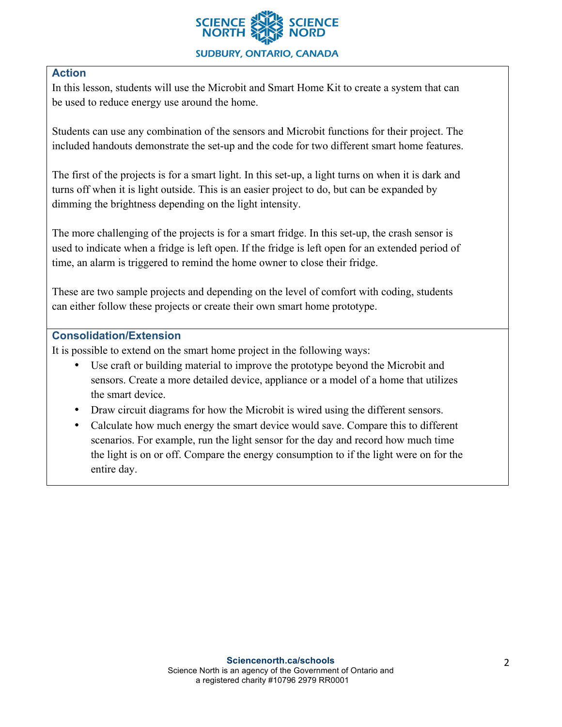## Action

In this lesson, students will use the Microbit and Smart Home Kit to create a system that can be used to reduce energy use around the home.

Students can use any combination of the sensors and Microbit functions for their project. The included handouts demonstrate the set-up and the code for two different smart home features.

The first of the projects is for a smart light. In this set-up, a light turns on when it is dark and turns off when it is light outside. This is an easier project to do, but can be expanded by dimming the brightness depending on the light intensity.

The more challenging of the projects is for a smart fridge. In this set-up, the crash sensor is used to indicate when a fridge is left open. If the fridge is left open for an extended period of time, an alarm is triggered to remind the home owner to close their fridge.

These are two sample projects and depending on the level of comfort with coding, students can either follow these projects or create their own smart home prototype.

## Consolidation/Extension

It is possible to extend on the smart home project in the following ways:

- Use craft or building material to improve the prototype beyond the Microbit and sensors. Create a more detailed device, appliance or a model of a home that utilizes the smart device.
- Draw circuit diagrams for how the Microbit is wired using the different sensors.
- Calculate how much energy the smart device would save. Compare this to different scenarios. For example, run the light sensor for the day and record how much time the light is on or off. Compare the energy consumption to if the light were on for the entire day.